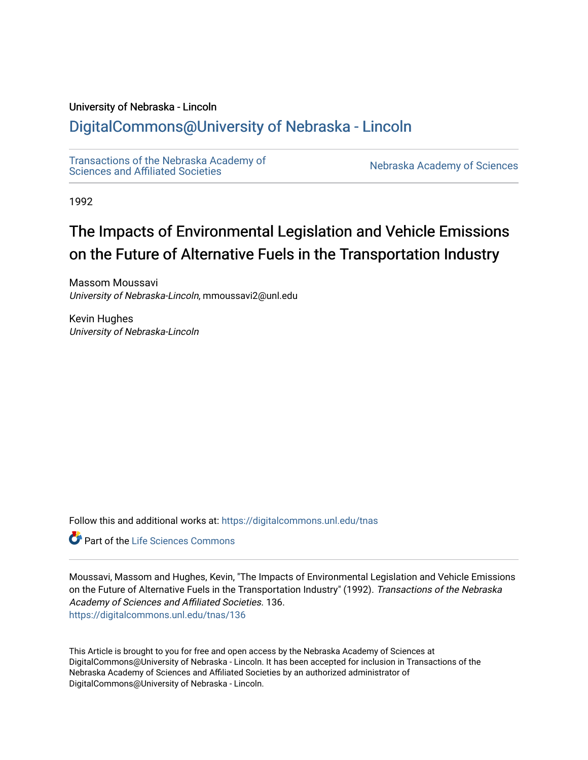University of Nebraska - Lincoln

## DigitalCommons@University of Nebraska - Lincoln

Transactions of the Nebraska Academy of Sciences and Affiliated Societies

Nebraska Academy of Sciences

1992

# The Impacts of Environmental Legislation and Vehicle Emissions on the Future of Alternative Fuels in the Transportation Industry

Massom Moussavi
*University of Nebraska-Lincoln*, mmoussavi2@unl.edu

Kevin Hughes
*University of Nebraska-Lincoln*

Follow this and additional works at: https://digitalcommons.unl.edu/tnas

Part of the Life Sciences Commons

Moussavi, Massom and Hughes, Kevin, "The Impacts of Environmental Legislation and Vehicle Emissions on the Future of Alternative Fuels in the Transportation Industry" (1992). *Transactions of the Nebraska Academy of Sciences and Affiliated Societies*. 136.
https://digitalcommons.unl.edu/tnas/136

This Article is brought to you for free and open access by the Nebraska Academy of Sciences at DigitalCommons@University of Nebraska - Lincoln. It has been accepted for inclusion in Transactions of the Nebraska Academy of Sciences and Affiliated Societies by an authorized administrator of DigitalCommons@University of Nebraska - Lincoln.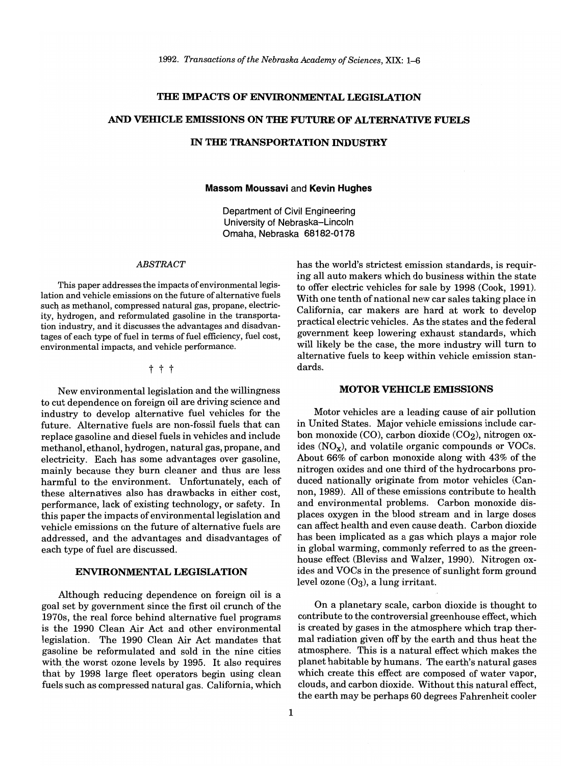# THE IMPACTS OF ENVIRONMENTAL LEGISLATION AND VEHICLE EMISSIONS ON THE FUTURE OF ALTERNATIVE FUELS IN THE TRANSPORTATION INDUSTRY

**Massom Moussavi** and **Kevin Hughes**

Department of Civil Engineering
University of Nebraska–Lincoln
Omaha, Nebraska 68182-0178

*ABSTRACT*

This paper addresses the impacts of environmental legislation and vehicle emissions on the future of alternative fuels such as methanol, compressed natural gas, propane, electricity, hydrogen, and reformulated gasoline in the transportation industry, and it discusses the advantages and disadvantages of each type of fuel in terms of fuel efficiency, fuel cost, environmental impacts, and vehicle performance.

† † †

New environmental legislation and the willingness to cut dependence on foreign oil are driving science and industry to develop alternative fuel vehicles for the future. Alternative fuels are non-fossil fuels that can replace gasoline and diesel fuels in vehicles and include methanol, ethanol, hydrogen, natural gas, propane, and electricity. Each has some advantages over gasoline, mainly because they burn cleaner and thus are less harmful to the environment. Unfortunately, each of these alternatives also has drawbacks in either cost, performance, lack of existing technology, or safety. In this paper the impacts of environmental legislation and vehicle emissions on the future of alternative fuels are addressed, and the advantages and disadvantages of each type of fuel are discussed.

## ENVIRONMENTAL LEGISLATION

Although reducing dependence on foreign oil is a goal set by government since the first oil crunch of the 1970s, the real force behind alternative fuel programs is the 1990 Clean Air Act and other environmental legislation. The 1990 Clean Air Act mandates that gasoline be reformulated and sold in the nine cities with the worst ozone levels by 1995. It also requires that by 1998 large fleet operators begin using clean fuels such as compressed natural gas. California, which has the world's strictest emission standards, is requiring all auto makers which do business within the state to offer electric vehicles for sale by 1998 (Cook, 1991). With one tenth of national new car sales taking place in California, car makers are hard at work to develop practical electric vehicles. As the states and the federal government keep lowering exhaust standards, which will likely be the case, the more industry will turn to alternative fuels to keep within vehicle emission standards.

## MOTOR VEHICLE EMISSIONS

Motor vehicles are a leading cause of air pollution in United States. Major vehicle emissions include carbon monoxide (CO), carbon dioxide ($CO_2$), nitrogen oxides ($NO_x$), and volatile organic compounds or VOCs. About 66% of carbon monoxide along with 43% of the nitrogen oxides and one third of the hydrocarbons produced nationally originate from motor vehicles (Cannon, 1989). All of these emissions contribute to health and environmental problems. Carbon monoxide displaces oxygen in the blood stream and in large doses can affect health and even cause death. Carbon dioxide has been implicated as a gas which plays a major role in global warming, commonly referred to as the greenhouse effect (Bleviss and Walzer, 1990). Nitrogen oxides and VOCs in the presence of sunlight form ground level ozone ($O_3$), a lung irritant.

On a planetary scale, carbon dioxide is thought to contribute to the controversial greenhouse effect, which is created by gases in the atmosphere which trap thermal radiation given off by the earth and thus heat the atmosphere. This is a natural effect which makes the planet habitable by humans. The earth's natural gases which create this effect are composed of water vapor, clouds, and carbon dioxide. Without this natural effect, the earth may be perhaps 60 degrees Fahrenheit cooler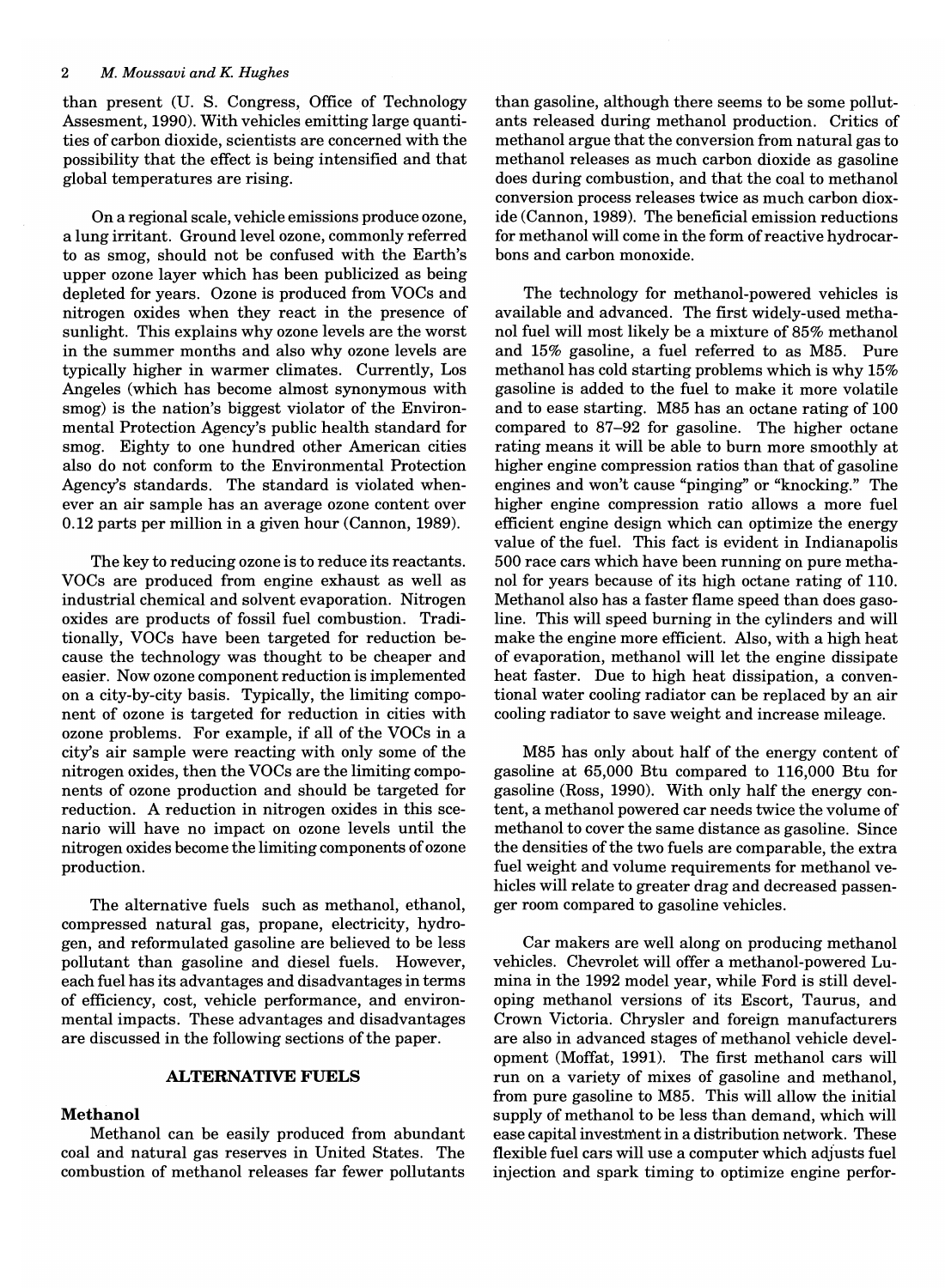than present (U. S. Congress, Office of Technology Assesment, 1990). With vehicles emitting large quantities of carbon dioxide, scientists are concerned with the possibility that the effect is being intensified and that global temperatures are rising.

On a regional scale, vehicle emissions produce ozone, a lung irritant. Ground level ozone, commonly referred to as smog, should not be confused with the Earth's upper ozone layer which has been publicized as being depleted for years. Ozone is produced from VOCs and nitrogen oxides when they react in the presence of sunlight. This explains why ozone levels are the worst in the summer months and also why ozone levels are typically higher in warmer climates. Currently, Los Angeles (which has become almost synonymous with smog) is the nation's biggest violator of the Environmental Protection Agency's public health standard for smog. Eighty to one hundred other American cities also do not conform to the Environmental Protection Agency's standards. The standard is violated whenever an air sample has an average ozone content over 0.12 parts per million in a given hour (Cannon, 1989).

The key to reducing ozone is to reduce its reactants. VOCs are produced from engine exhaust as well as industrial chemical and solvent evaporation. Nitrogen oxides are products of fossil fuel combustion. Traditionally, VOCs have been targeted for reduction because the technology was thought to be cheaper and easier. Now ozone component reduction is implemented on a city-by-city basis. Typically, the limiting component of ozone is targeted for reduction in cities with ozone problems. For example, if all of the VOCs in a city's air sample were reacting with only some of the nitrogen oxides, then the VOCs are the limiting components of ozone production and should be targeted for reduction. A reduction in nitrogen oxides in this scenario will have no impact on ozone levels until the nitrogen oxides become the limiting components of ozone production.

The alternative fuels such as methanol, ethanol, compressed natural gas, propane, electricity, hydrogen, and reformulated gasoline are believed to be less pollutant than gasoline and diesel fuels. However, each fuel has its advantages and disadvantages in terms of efficiency, cost, vehicle performance, and environmental impacts. These advantages and disadvantages are discussed in the following sections of the paper.

## ALTERNATIVE FUELS

### Methanol

Methanol can be easily produced from abundant coal and natural gas reserves in United States. The combustion of methanol releases far fewer pollutants than gasoline, although there seems to be some pollutants released during methanol production. Critics of methanol argue that the conversion from natural gas to methanol releases as much carbon dioxide as gasoline does during combustion, and that the coal to methanol conversion process releases twice as much carbon dioxide (Cannon, 1989). The beneficial emission reductions for methanol will come in the form of reactive hydrocarbons and carbon monoxide.

The technology for methanol-powered vehicles is available and advanced. The first widely-used methanol fuel will most likely be a mixture of 85% methanol and 15% gasoline, a fuel referred to as M85. Pure methanol has cold starting problems which is why 15% gasoline is added to the fuel to make it more volatile and to ease starting. M85 has an octane rating of 100 compared to 87–92 for gasoline. The higher octane rating means it will be able to burn more smoothly at higher engine compression ratios than that of gasoline engines and won't cause "pinging" or "knocking." The higher engine compression ratio allows a more fuel efficient engine design which can optimize the energy value of the fuel. This fact is evident in Indianapolis 500 race cars which have been running on pure methanol for years because of its high octane rating of 110. Methanol also has a faster flame speed than does gasoline. This will speed burning in the cylinders and will make the engine more efficient. Also, with a high heat of evaporation, methanol will let the engine dissipate heat faster. Due to high heat dissipation, a conventional water cooling radiator can be replaced by an air cooling radiator to save weight and increase mileage.

M85 has only about half of the energy content of gasoline at 65,000 Btu compared to 116,000 Btu for gasoline (Ross, 1990). With only half the energy content, a methanol powered car needs twice the volume of methanol to cover the same distance as gasoline. Since the densities of the two fuels are comparable, the extra fuel weight and volume requirements for methanol vehicles will relate to greater drag and decreased passenger room compared to gasoline vehicles.

Car makers are well along on producing methanol vehicles. Chevrolet will offer a methanol-powered Lumina in the 1992 model year, while Ford is still developing methanol versions of its Escort, Taurus, and Crown Victoria. Chrysler and foreign manufacturers are also in advanced stages of methanol vehicle development (Moffat, 1991). The first methanol cars will run on a variety of mixes of gasoline and methanol, from pure gasoline to M85. This will allow the initial supply of methanol to be less than demand, which will ease capital investment in a distribution network. These flexible fuel cars will use a computer which adjusts fuel injection and spark timing to optimize engine perfor-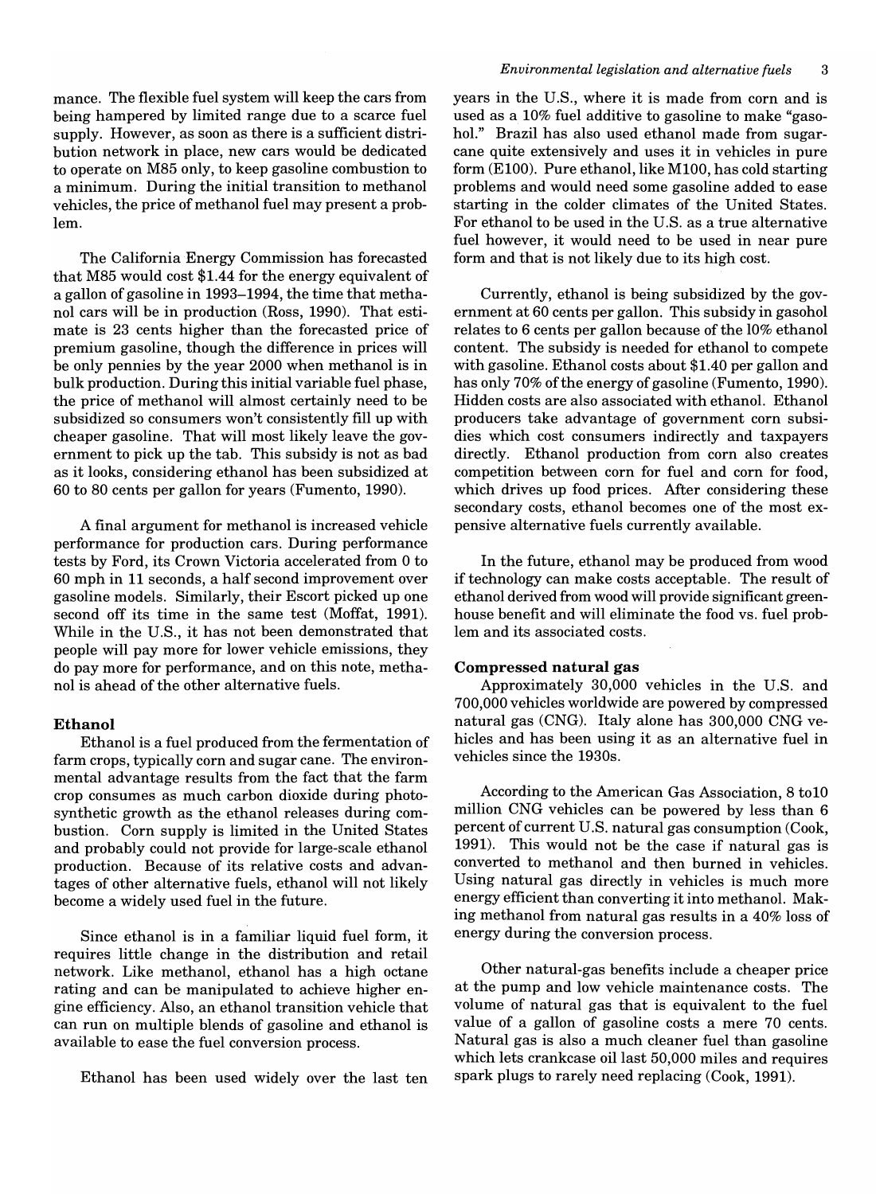mance. The flexible fuel system will keep the cars from being hampered by limited range due to a scarce fuel supply. However, as soon as there is a sufficient distribution network in place, new cars would be dedicated to operate on M85 only, to keep gasoline combustion to a minimum. During the initial transition to methanol vehicles, the price of methanol fuel may present a problem.

The California Energy Commission has forecasted that M85 would cost $1.44 for the energy equivalent of a gallon of gasoline in 1993–1994, the time that methanol cars will be in production (Ross, 1990). That estimate is 23 cents higher than the forecasted price of premium gasoline, though the difference in prices will be only pennies by the year 2000 when methanol is in bulk production. During this initial variable fuel phase, the price of methanol will almost certainly need to be subsidized so consumers won't consistently fill up with cheaper gasoline. That will most likely leave the government to pick up the tab. This subsidy is not as bad as it looks, considering ethanol has been subsidized at 60 to 80 cents per gallon for years (Fumento, 1990).

A final argument for methanol is increased vehicle performance for production cars. During performance tests by Ford, its Crown Victoria accelerated from 0 to 60 mph in 11 seconds, a half second improvement over gasoline models. Similarly, their Escort picked up one second off its time in the same test (Moffat, 1991). While in the U.S., it has not been demonstrated that people will pay more for lower vehicle emissions, they do pay more for performance, and on this note, methanol is ahead of the other alternative fuels.

### Ethanol

Ethanol is a fuel produced from the fermentation of farm crops, typically corn and sugar cane. The environmental advantage results from the fact that the farm crop consumes as much carbon dioxide during photosynthetic growth as the ethanol releases during combustion. Corn supply is limited in the United States and probably could not provide for large-scale ethanol production. Because of its relative costs and advantages of other alternative fuels, ethanol will not likely become a widely used fuel in the future.

Since ethanol is in a familiar liquid fuel form, it requires little change in the distribution and retail network. Like methanol, ethanol has a high octane rating and can be manipulated to achieve higher engine efficiency. Also, an ethanol transition vehicle that can run on multiple blends of gasoline and ethanol is available to ease the fuel conversion process.

Ethanol has been used widely over the last ten years in the U.S., where it is made from corn and is used as a 10% fuel additive to gasoline to make "gasohol." Brazil has also used ethanol made from sugarcane quite extensively and uses it in vehicles in pure form (E100). Pure ethanol, like M100, has cold starting problems and would need some gasoline added to ease starting in the colder climates of the United States. For ethanol to be used in the U.S. as a true alternative fuel however, it would need to be used in near pure form and that is not likely due to its high cost.

Currently, ethanol is being subsidized by the government at 60 cents per gallon. This subsidy in gasohol relates to 6 cents per gallon because of the 10% ethanol content. The subsidy is needed for ethanol to compete with gasoline. Ethanol costs about $1.40 per gallon and has only 70% of the energy of gasoline (Fumento, 1990). Hidden costs are also associated with ethanol. Ethanol producers take advantage of government corn subsidies which cost consumers indirectly and taxpayers directly. Ethanol production from corn also creates competition between corn for fuel and corn for food, which drives up food prices. After considering these secondary costs, ethanol becomes one of the most expensive alternative fuels currently available.

In the future, ethanol may be produced from wood if technology can make costs acceptable. The result of ethanol derived from wood will provide significant greenhouse benefit and will eliminate the food vs. fuel problem and its associated costs.

### Compressed natural gas

Approximately 30,000 vehicles in the U.S. and 700,000 vehicles worldwide are powered by compressed natural gas (CNG). Italy alone has 300,000 CNG vehicles and has been using it as an alternative fuel in vehicles since the 1930s.

According to the American Gas Association, 8 to10 million CNG vehicles can be powered by less than 6 percent of current U.S. natural gas consumption (Cook, 1991). This would not be the case if natural gas is converted to methanol and then burned in vehicles. Using natural gas directly in vehicles is much more energy efficient than converting it into methanol. Making methanol from natural gas results in a 40% loss of energy during the conversion process.

Other natural-gas benefits include a cheaper price at the pump and low vehicle maintenance costs. The volume of natural gas that is equivalent to the fuel value of a gallon of gasoline costs a mere 70 cents. Natural gas is also a much cleaner fuel than gasoline which lets crankcase oil last 50,000 miles and requires spark plugs to rarely need replacing (Cook, 1991).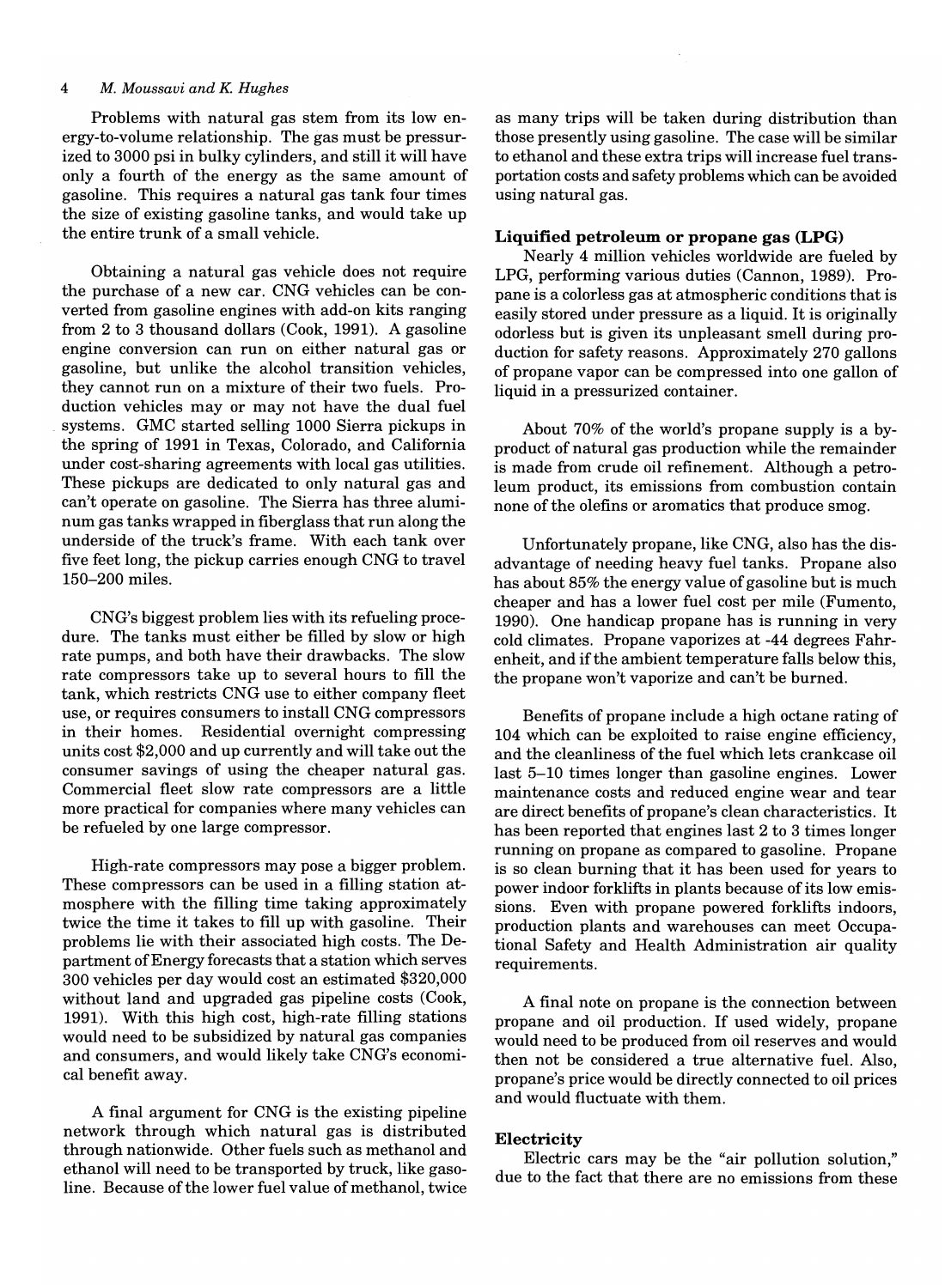Problems with natural gas stem from its low energy-to-volume relationship. The gas must be pressurized to 3000 psi in bulky cylinders, and still it will have only a fourth of the energy as the same amount of gasoline. This requires a natural gas tank four times the size of existing gasoline tanks, and would take up the entire trunk of a small vehicle.

Obtaining a natural gas vehicle does not require the purchase of a new car. CNG vehicles can be converted from gasoline engines with add-on kits ranging from 2 to 3 thousand dollars (Cook, 1991). A gasoline engine conversion can run on either natural gas or gasoline, but unlike the alcohol transition vehicles, they cannot run on a mixture of their two fuels. Production vehicles may or may not have the dual fuel systems. GMC started selling 1000 Sierra pickups in the spring of 1991 in Texas, Colorado, and California under cost-sharing agreements with local gas utilities. These pickups are dedicated to only natural gas and can't operate on gasoline. The Sierra has three aluminum gas tanks wrapped in fiberglass that run along the underside of the truck's frame. With each tank over five feet long, the pickup carries enough CNG to travel 150–200 miles.

CNG's biggest problem lies with its refueling procedure. The tanks must either be filled by slow or high rate pumps, and both have their drawbacks. The slow rate compressors take up to several hours to fill the tank, which restricts CNG use to either company fleet use, or requires consumers to install CNG compressors in their homes. Residential overnight compressing units cost $2,000 and up currently and will take out the consumer savings of using the cheaper natural gas. Commercial fleet slow rate compressors are a little more practical for companies where many vehicles can be refueled by one large compressor.

High-rate compressors may pose a bigger problem. These compressors can be used in a filling station atmosphere with the filling time taking approximately twice the time it takes to fill up with gasoline. Their problems lie with their associated high costs. The Department of Energy forecasts that a station which serves 300 vehicles per day would cost an estimated $320,000 without land and upgraded gas pipeline costs (Cook, 1991). With this high cost, high-rate filling stations would need to be subsidized by natural gas companies and consumers, and would likely take CNG's economical benefit away.

A final argument for CNG is the existing pipeline network through which natural gas is distributed through nationwide. Other fuels such as methanol and ethanol will need to be transported by truck, like gasoline. Because of the lower fuel value of methanol, twice as many trips will be taken during distribution than those presently using gasoline. The case will be similar to ethanol and these extra trips will increase fuel transportation costs and safety problems which can be avoided using natural gas.

### Liquified petroleum or propane gas (LPG)

Nearly 4 million vehicles worldwide are fueled by LPG, performing various duties (Cannon, 1989). Propane is a colorless gas at atmospheric conditions that is easily stored under pressure as a liquid. It is originally odorless but is given its unpleasant smell during production for safety reasons. Approximately 270 gallons of propane vapor can be compressed into one gallon of liquid in a pressurized container.

About 70% of the world's propane supply is a by-product of natural gas production while the remainder is made from crude oil refinement. Although a petroleum product, its emissions from combustion contain none of the olefins or aromatics that produce smog.

Unfortunately propane, like CNG, also has the disadvantage of needing heavy fuel tanks. Propane also has about 85% the energy value of gasoline but is much cheaper and has a lower fuel cost per mile (Fumento, 1990). One handicap propane has is running in very cold climates. Propane vaporizes at -44 degrees Fahrenheit, and if the ambient temperature falls below this, the propane won't vaporize and can't be burned.

Benefits of propane include a high octane rating of 104 which can be exploited to raise engine efficiency, and the cleanliness of the fuel which lets crankcase oil last 5–10 times longer than gasoline engines. Lower maintenance costs and reduced engine wear and tear are direct benefits of propane's clean characteristics. It has been reported that engines last 2 to 3 times longer running on propane as compared to gasoline. Propane is so clean burning that it has been used for years to power indoor forklifts in plants because of its low emissions. Even with propane powered forklifts indoors, production plants and warehouses can meet Occupational Safety and Health Administration air quality requirements.

A final note on propane is the connection between propane and oil production. If used widely, propane would need to be produced from oil reserves and would then not be considered a true alternative fuel. Also, propane's price would be directly connected to oil prices and would fluctuate with them.

### Electricity

Electric cars may be the "air pollution solution," due to the fact that there are no emissions from these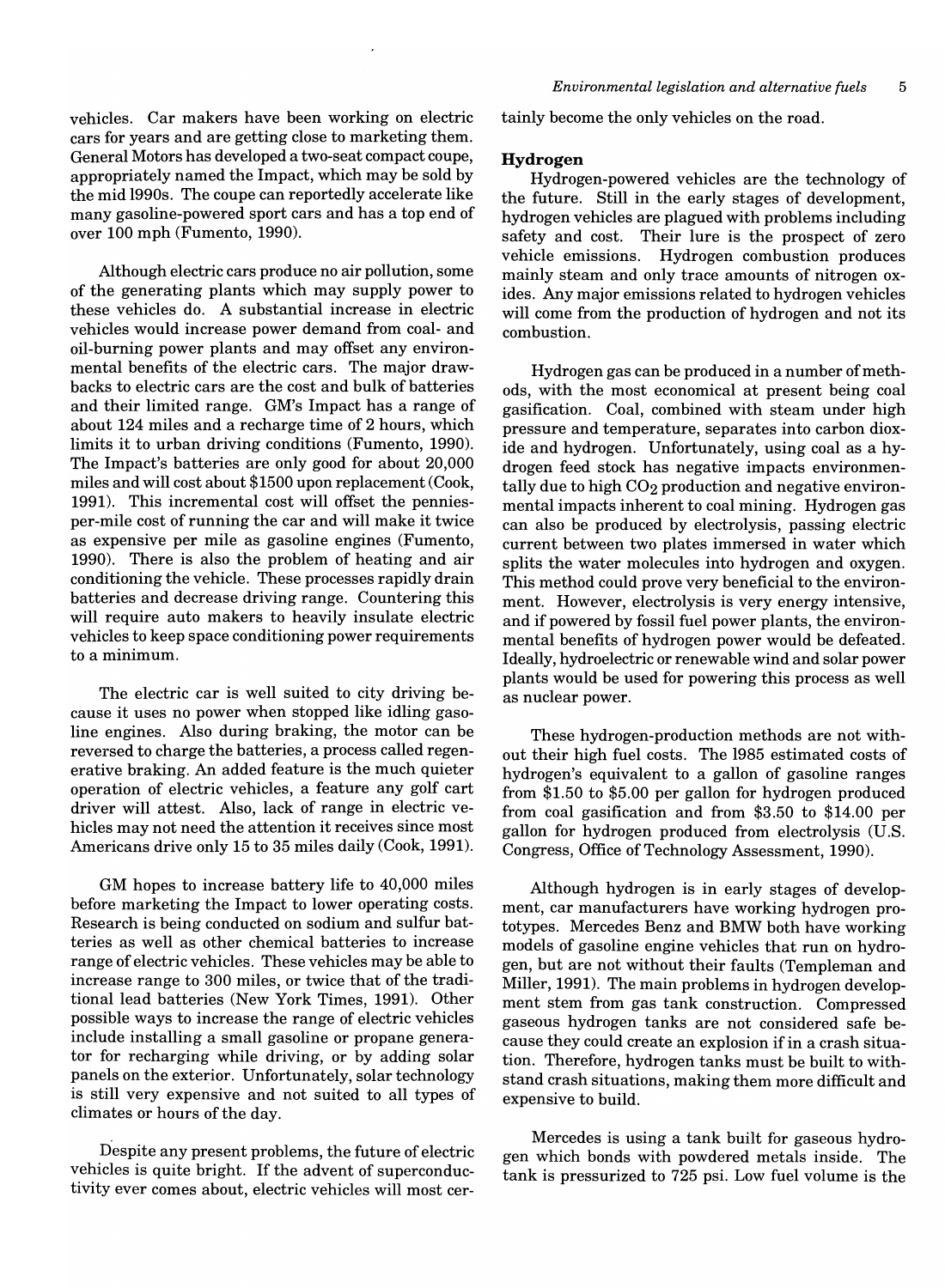vehicles. Car makers have been working on electric cars for years and are getting close to marketing them. General Motors has developed a two-seat compact coupe, appropriately named the Impact, which may be sold by the mid 1990s. The coupe can reportedly accelerate like many gasoline-powered sport cars and has a top end of over 100 mph (Fumento, 1990).

Although electric cars produce no air pollution, some of the generating plants which may supply power to these vehicles do. A substantial increase in electric vehicles would increase power demand from coal- and oil-burning power plants and may offset any environmental benefits of the electric cars. The major drawbacks to electric cars are the cost and bulk of batteries and their limited range. GM's Impact has a range of about 124 miles and a recharge time of 2 hours, which limits it to urban driving conditions (Fumento, 1990). The Impact's batteries are only good for about 20,000 miles and will cost about $1500 upon replacement (Cook, 1991). This incremental cost will offset the pennies-per-mile cost of running the car and will make it twice as expensive per mile as gasoline engines (Fumento, 1990). There is also the problem of heating and air conditioning the vehicle. These processes rapidly drain batteries and decrease driving range. Countering this will require auto makers to heavily insulate electric vehicles to keep space conditioning power requirements to a minimum.

The electric car is well suited to city driving because it uses no power when stopped like idling gasoline engines. Also during braking, the motor can be reversed to charge the batteries, a process called regenerative braking. An added feature is the much quieter operation of electric vehicles, a feature any golf cart driver will attest. Also, lack of range in electric vehicles may not need the attention it receives since most Americans drive only 15 to 35 miles daily (Cook, 1991).

GM hopes to increase battery life to 40,000 miles before marketing the Impact to lower operating costs. Research is being conducted on sodium and sulfur batteries as well as other chemical batteries to increase range of electric vehicles. These vehicles may be able to increase range to 300 miles, or twice that of the traditional lead batteries (New York Times, 1991). Other possible ways to increase the range of electric vehicles include installing a small gasoline or propane generator for recharging while driving, or by adding solar panels on the exterior. Unfortunately, solar technology is still very expensive and not suited to all types of climates or hours of the day.

Despite any present problems, the future of electric vehicles is quite bright. If the advent of superconductivity ever comes about, electric vehicles will most certainly become the only vehicles on the road.

### Hydrogen

Hydrogen-powered vehicles are the technology of the future. Still in the early stages of development, hydrogen vehicles are plagued with problems including safety and cost. Their lure is the prospect of zero vehicle emissions. Hydrogen combustion produces mainly steam and only trace amounts of nitrogen oxides. Any major emissions related to hydrogen vehicles will come from the production of hydrogen and not its combustion.

Hydrogen gas can be produced in a number of methods, with the most economical at present being coal gasification. Coal, combined with steam under high pressure and temperature, separates into carbon dioxide and hydrogen. Unfortunately, using coal as a hydrogen feed stock has negative impacts environmentally due to high $CO_2$ production and negative environmental impacts inherent to coal mining. Hydrogen gas can also be produced by electrolysis, passing electric current between two plates immersed in water which splits the water molecules into hydrogen and oxygen. This method could prove very beneficial to the environment. However, electrolysis is very energy intensive, and if powered by fossil fuel power plants, the environmental benefits of hydrogen power would be defeated. Ideally, hydroelectric or renewable wind and solar power plants would be used for powering this process as well as nuclear power.

These hydrogen-production methods are not without their high fuel costs. The 1985 estimated costs of hydrogen's equivalent to a gallon of gasoline ranges from $1.50 to $5.00 per gallon for hydrogen produced from coal gasification and from $3.50 to $14.00 per gallon for hydrogen produced from electrolysis (U.S. Congress, Office of Technology Assessment, 1990).

Although hydrogen is in early stages of development, car manufacturers have working hydrogen prototypes. Mercedes Benz and BMW both have working models of gasoline engine vehicles that run on hydrogen, but are not without their faults (Templeman and Miller, 1991). The main problems in hydrogen development stem from gas tank construction. Compressed gaseous hydrogen tanks are not considered safe because they could create an explosion if in a crash situation. Therefore, hydrogen tanks must be built to withstand crash situations, making them more difficult and expensive to build.

Mercedes is using a tank built for gaseous hydrogen which bonds with powdered metals inside. The tank is pressurized to 725 psi. Low fuel volume is the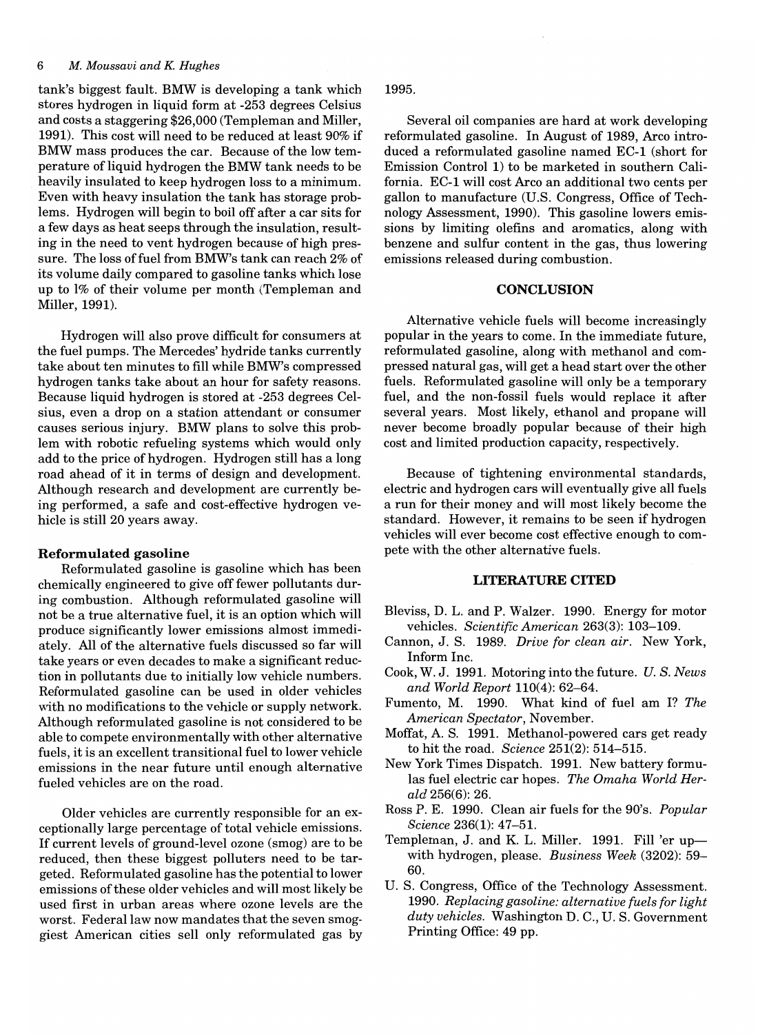tank's biggest fault. BMW is developing a tank which stores hydrogen in liquid form at -253 degrees Celsius and costs a staggering $26,000 (Templeman and Miller, 1991). This cost will need to be reduced at least 90% if BMW mass produces the car. Because of the low temperature of liquid hydrogen the BMW tank needs to be heavily insulated to keep hydrogen loss to a minimum. Even with heavy insulation the tank has storage problems. Hydrogen will begin to boil off after a car sits for a few days as heat seeps through the insulation, resulting in the need to vent hydrogen because of high pressure. The loss of fuel from BMW's tank can reach 2% of its volume daily compared to gasoline tanks which lose up to 1% of their volume per month (Templeman and Miller, 1991).

Hydrogen will also prove difficult for consumers at the fuel pumps. The Mercedes' hydride tanks currently take about ten minutes to fill while BMW's compressed hydrogen tanks take about an hour for safety reasons. Because liquid hydrogen is stored at -253 degrees Celsius, even a drop on a station attendant or consumer causes serious injury. BMW plans to solve this problem with robotic refueling systems which would only add to the price of hydrogen. Hydrogen still has a long road ahead of it in terms of design and development. Although research and development are currently being performed, a safe and cost-effective hydrogen vehicle is still 20 years away.

### Reformulated gasoline

Reformulated gasoline is gasoline which has been chemically engineered to give off fewer pollutants during combustion. Although reformulated gasoline will not be a true alternative fuel, it is an option which will produce significantly lower emissions almost immediately. All of the alternative fuels discussed so far will take years or even decades to make a significant reduction in pollutants due to initially low vehicle numbers. Reformulated gasoline can be used in older vehicles with no modifications to the vehicle or supply network. Although reformulated gasoline is not considered to be able to compete environmentally with other alternative fuels, it is an excellent transitional fuel to lower vehicle emissions in the near future until enough alternative fueled vehicles are on the road.

Older vehicles are currently responsible for an exceptionally large percentage of total vehicle emissions. If current levels of ground-level ozone (smog) are to be reduced, then these biggest polluters need to be targeted. Reformulated gasoline has the potential to lower emissions of these older vehicles and will most likely be used first in urban areas where ozone levels are the worst. Federal law now mandates that the seven smoggiest American cities sell only reformulated gas by 1995.

Several oil companies are hard at work developing reformulated gasoline. In August of 1989, Arco introduced a reformulated gasoline named EC-1 (short for Emission Control 1) to be marketed in southern California. EC-1 will cost Arco an additional two cents per gallon to manufacture (U.S. Congress, Office of Technology Assessment, 1990). This gasoline lowers emissions by limiting olefins and aromatics, along with benzene and sulfur content in the gas, thus lowering emissions released during combustion.

## CONCLUSION

Alternative vehicle fuels will become increasingly popular in the years to come. In the immediate future, reformulated gasoline, along with methanol and compressed natural gas, will get a head start over the other fuels. Reformulated gasoline will only be a temporary fuel, and the non-fossil fuels would replace it after several years. Most likely, ethanol and propane will never become broadly popular because of their high cost and limited production capacity, respectively.

Because of tightening environmental standards, electric and hydrogen cars will eventually give all fuels a run for their money and will most likely become the standard. However, it remains to be seen if hydrogen vehicles will ever become cost effective enough to compete with the other alternative fuels.

## LITERATURE CITED

Bleviss, D. L. and P. Walzer. 1990. Energy for motor vehicles. *Scientific American* 263(3): 103–109.

Cannon, J. S. 1989. *Drive for clean air*. New York, Inform Inc.

Cook, W. J. 1991. Motoring into the future. *U. S. News and World Report* 110(4): 62–64.

Fumento, M. 1990. What kind of fuel am I? *The American Spectator*, November.

Moffat, A. S. 1991. Methanol-powered cars get ready to hit the road. *Science* 251(2): 514–515.

New York Times Dispatch. 1991. New battery formulas fuel electric car hopes. *The Omaha World Herald* 256(6): 26.

Ross P. E. 1990. Clean air fuels for the 90's. *Popular Science* 236(1): 47–51.

Templeman, J. and K. L. Miller. 1991. Fill 'er up—with hydrogen, please. *Business Week* (3202): 59–60.

U. S. Congress, Office of the Technology Assessment. 1990. *Replacing gasoline: alternative fuels for light duty vehicles.* Washington D. C., U. S. Government Printing Office: 49 pp.